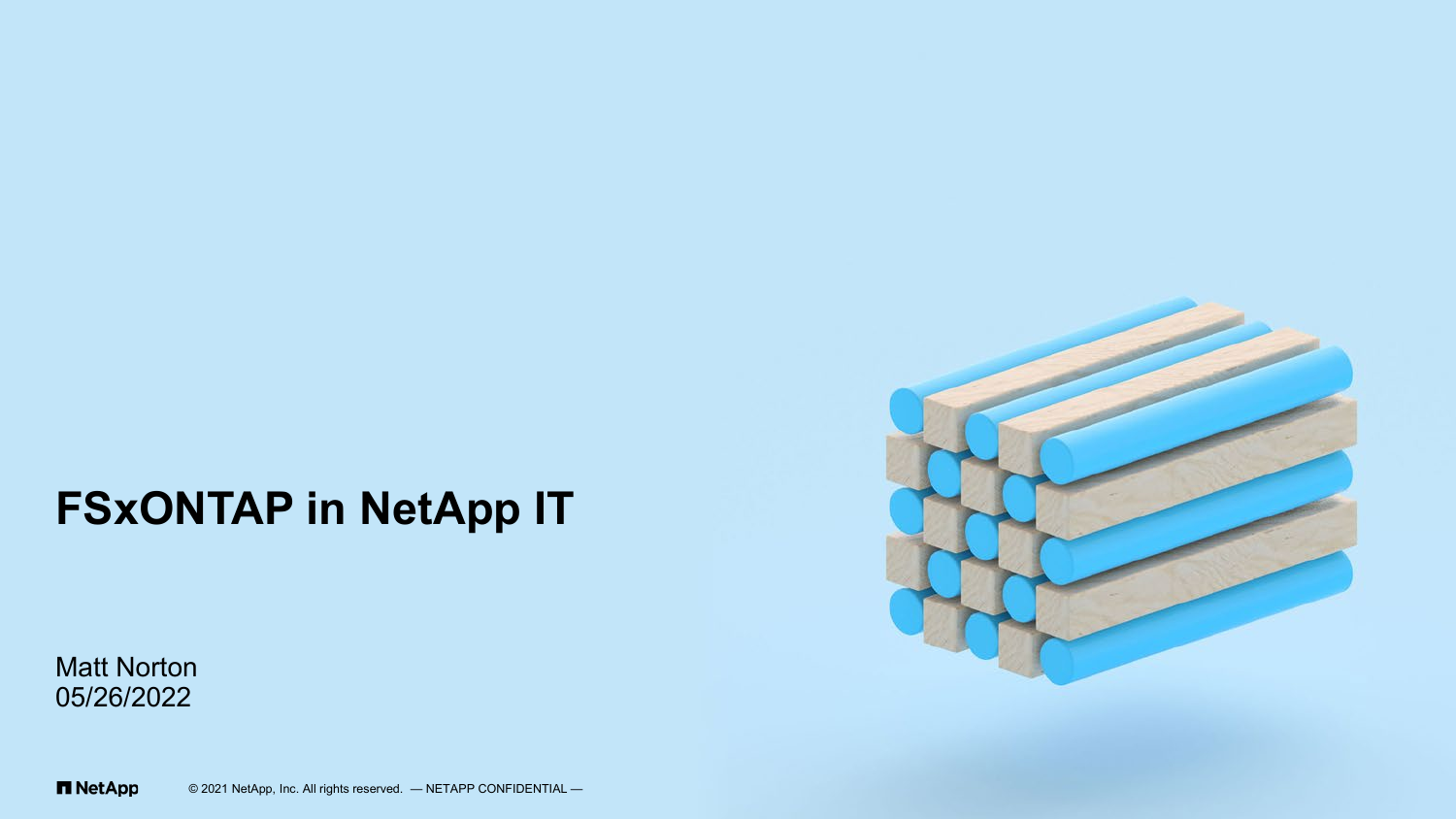# FSxONTAP in NetApp IT

Matt Norton
05/26/2022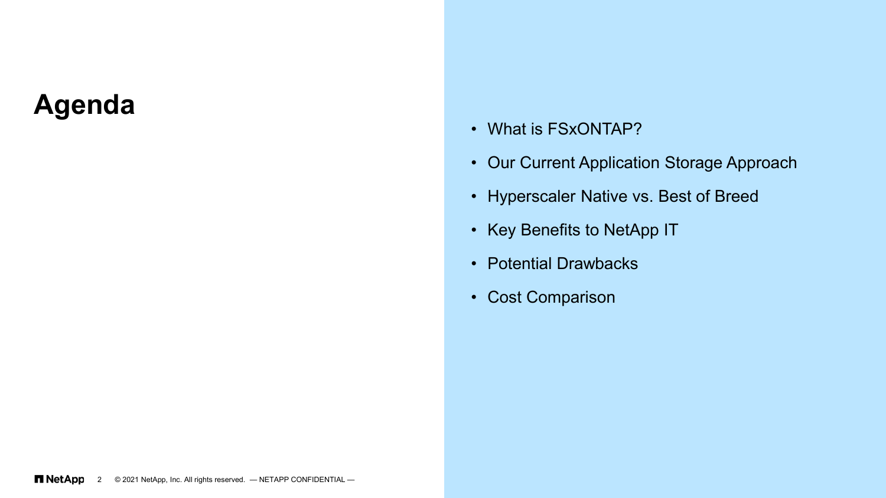# Agenda

- What is FSxONTAP?
- Our Current Application Storage Approach
- Hyperscaler Native vs. Best of Breed
- Key Benefits to NetApp IT
- Potential Drawbacks
- Cost Comparison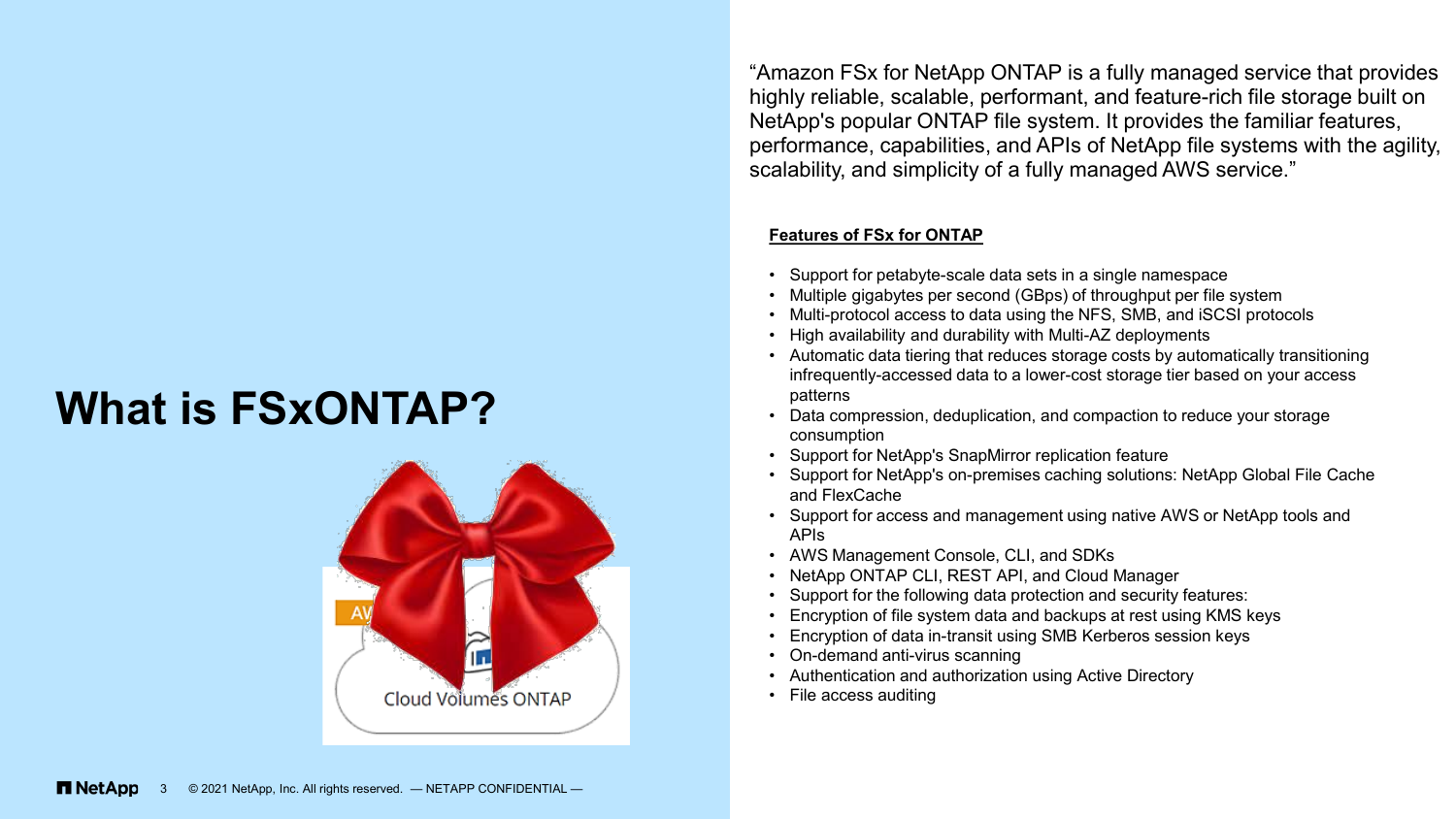# What is FSxONTAP?

“Amazon FSx for NetApp ONTAP is a fully managed service that provides highly reliable, scalable, performant, and feature-rich file storage built on NetApp's popular ONTAP file system. It provides the familiar features, performance, capabilities, and APIs of NetApp file systems with the agility, scalability, and simplicity of a fully managed AWS service.”

**Features of FSx for ONTAP**

- Support for petabyte-scale data sets in a single namespace
- Multiple gigabytes per second (GBps) of throughput per file system
- Multi-protocol access to data using the NFS, SMB, and iSCSI protocols
- High availability and durability with Multi-AZ deployments
- Automatic data tiering that reduces storage costs by automatically transitioning infrequently-accessed data to a lower-cost storage tier based on your access patterns
- Data compression, deduplication, and compaction to reduce your storage consumption
- Support for NetApp's SnapMirror replication feature
- Support for NetApp's on-premises caching solutions: NetApp Global File Cache and FlexCache
- Support for access and management using native AWS or NetApp tools and APIs
- AWS Management Console, CLI, and SDKs
- NetApp ONTAP CLI, REST API, and Cloud Manager
- Support for the following data protection and security features:
- Encryption of file system data and backups at rest using KMS keys
- Encryption of data in-transit using SMB Kerberos session keys
- On-demand anti-virus scanning
- Authentication and authorization using Active Directory
- File access auditing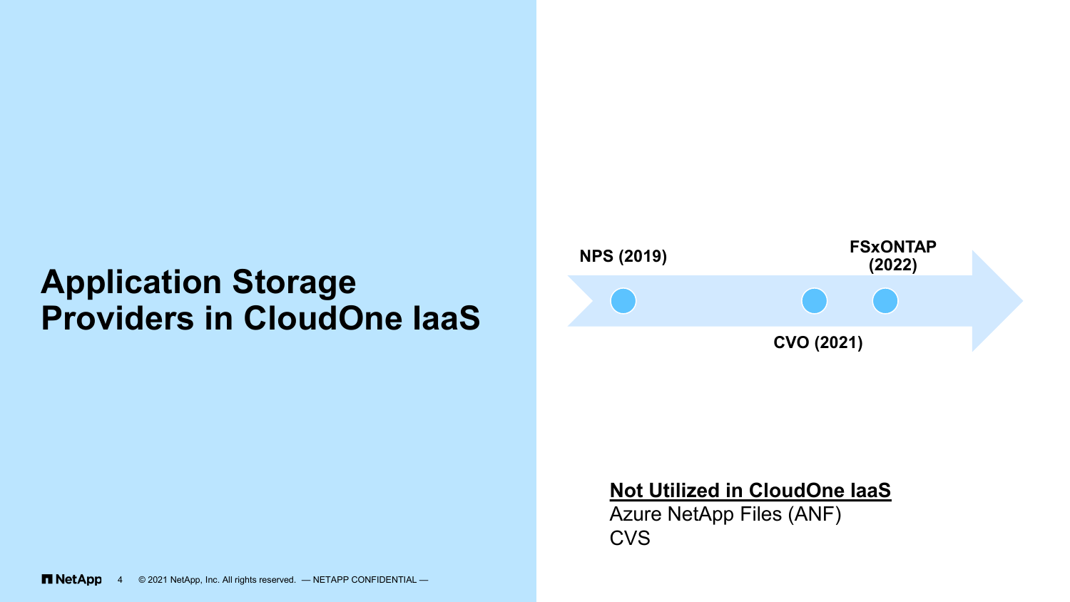# Application Storage Providers in CloudOne IaaS

**NPS (2019)**

**CVO (2021)**

**FSxONTAP (2022)**

**Not Utilized in CloudOne IaaS**

Azure NetApp Files (ANF)
CVS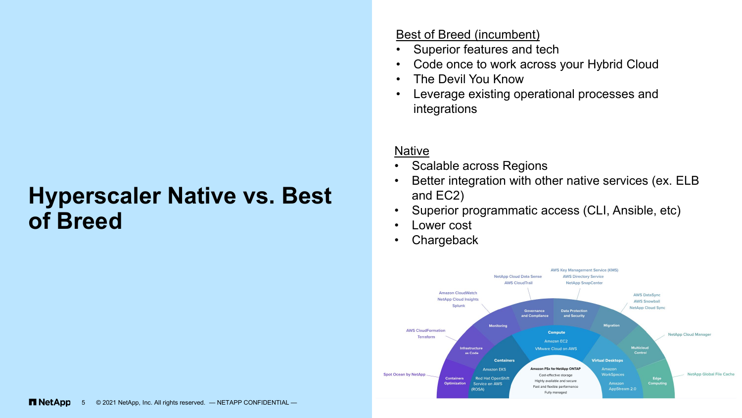# Hyperscaler Native vs. Best of Breed

Best of Breed (incumbent)

- Superior features and tech
- Code once to work across your Hybrid Cloud
- The Devil You Know
- Leverage existing operational processes and integrations

Native

- Scalable across Regions
- Better integration with other native services (ex. ELB and EC2)
- Superior programmatic access (CLI, Ansible, etc)
- Lower cost
- Chargeback

Amazon FSx for NetApp ONTAP
Cost-effective storage
Highly available and secure
Fast and flexible performance
Fully managed

Compute: Amazon EC2, VMware Cloud on AWS

Containers: Amazon EKS, Red Hat OpenShift Service on AWS (ROSA)

Virtual Desktops: Amazon WorkSpaces, Amazon AppStream 2.0

Containers Optimization: Spot Ocean by NetApp

Infrastructure as Code: AWS CloudFormation, Terraform

Monitoring: Amazon CloudWatch, NetApp Cloud Insights, Splunk

Governance and Compliance: NetApp Cloud Data Sense, AWS CloudTrail

Data Protection and Security: AWS Key Management Service (KMS), AWS Directory Service, NetApp SnapCenter

Migration: AWS DataSync, AWS Snowball, NetApp Cloud Sync

Multicloud Control: NetApp Cloud Manager

Edge Computing: NetApp Global File Cache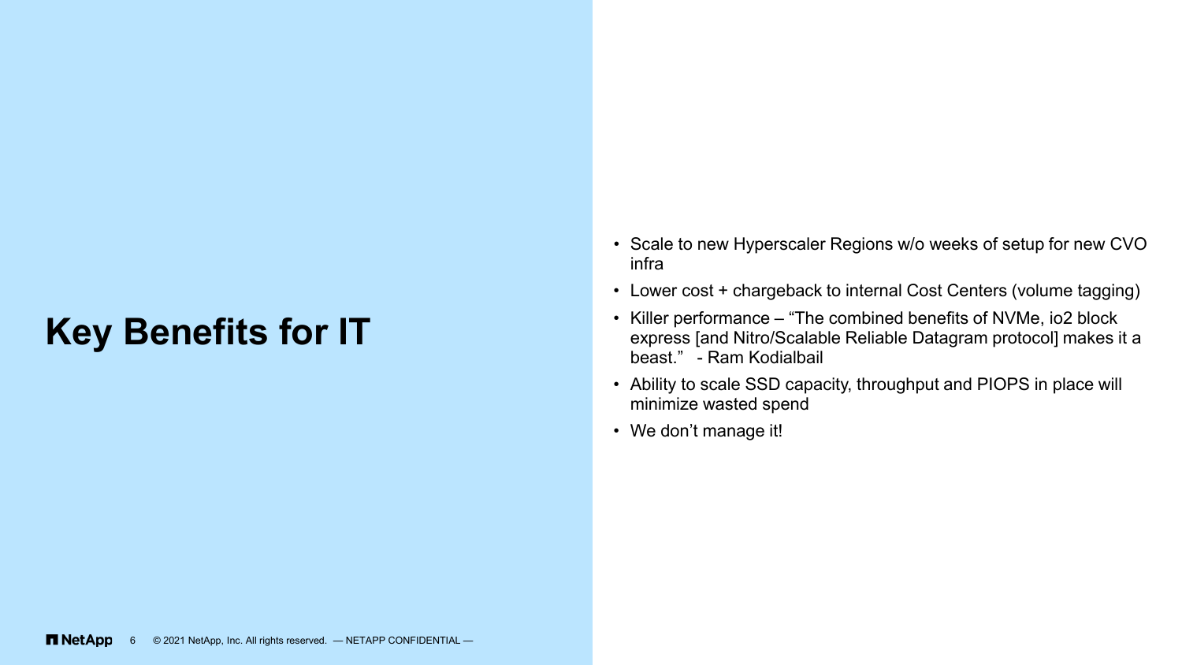# Key Benefits for IT

- Scale to new Hyperscaler Regions w/o weeks of setup for new CVO infra
- Lower cost + chargeback to internal Cost Centers (volume tagging)
- Killer performance – "The combined benefits of NVMe, io2 block express [and Nitro/Scalable Reliable Datagram protocol] makes it a beast." - Ram Kodialbail
- Ability to scale SSD capacity, throughput and PIOPS in place will minimize wasted spend
- We don't manage it!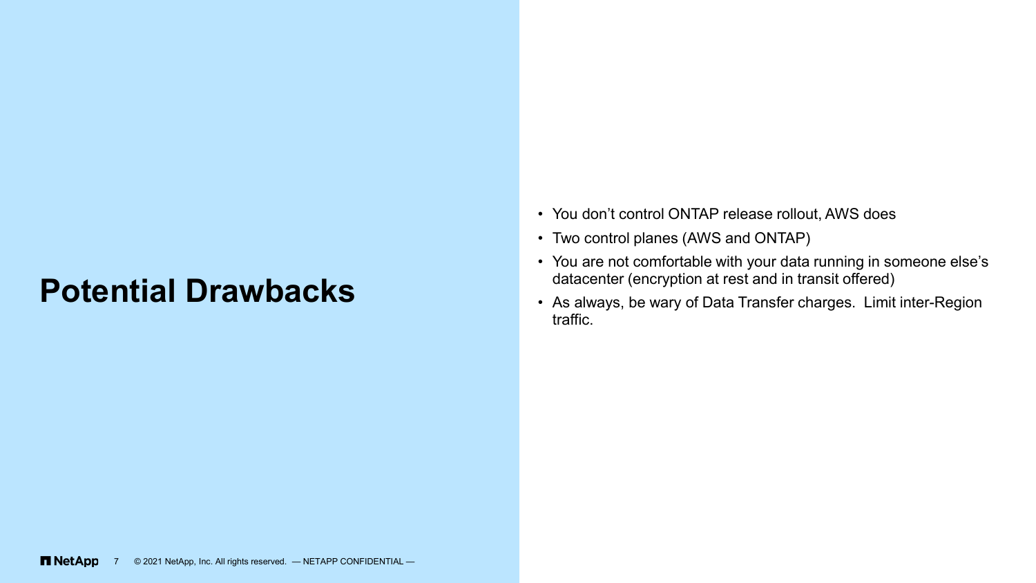# Potential Drawbacks

- You don’t control ONTAP release rollout, AWS does
- Two control planes (AWS and ONTAP)
- You are not comfortable with your data running in someone else’s datacenter (encryption at rest and in transit offered)
- As always, be wary of Data Transfer charges. Limit inter-Region traffic.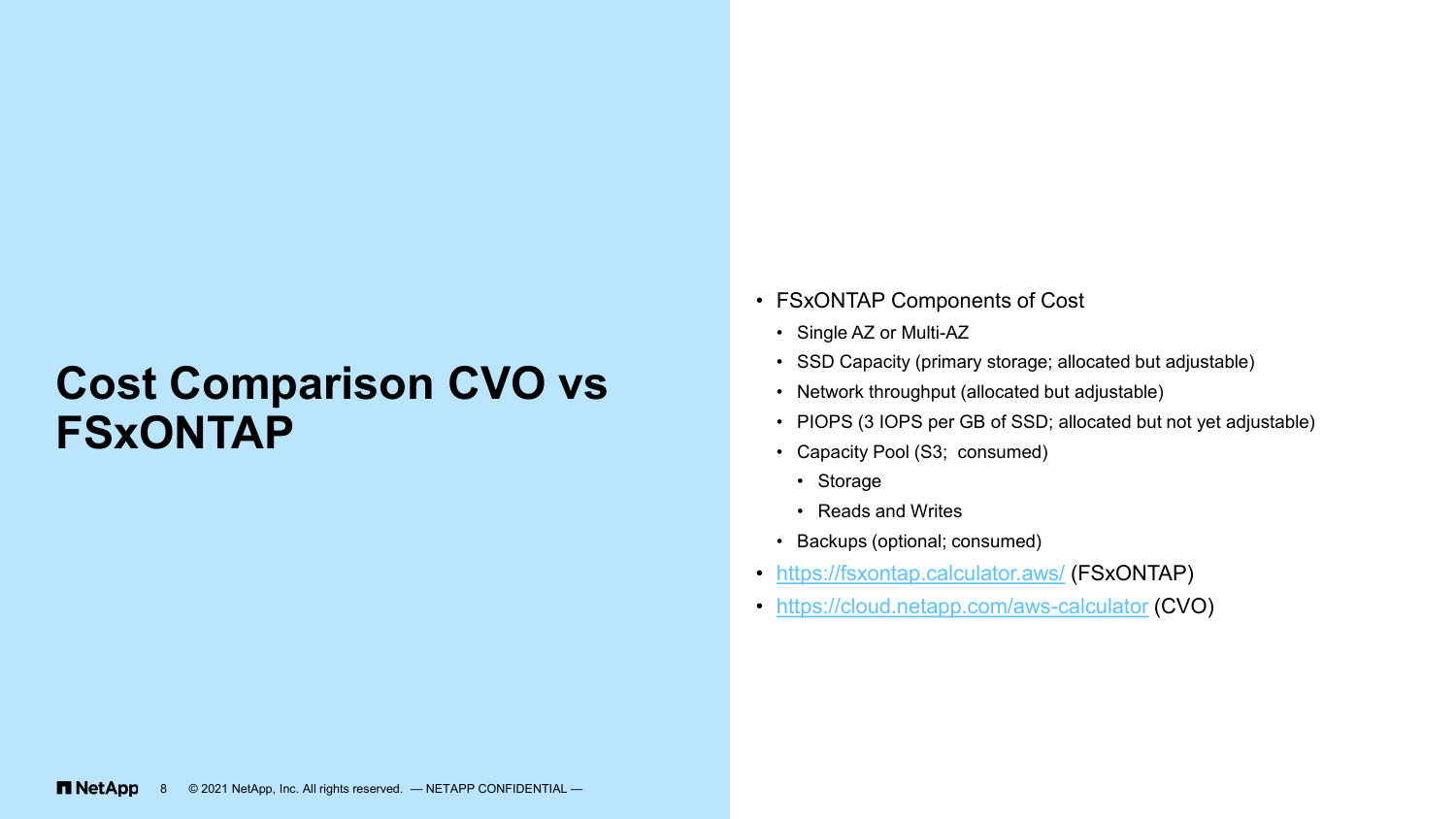# Cost Comparison CVO vs FSxONTAP

- FSxONTAP Components of Cost
  - Single AZ or Multi-AZ
  - SSD Capacity (primary storage; allocated but adjustable)
  - Network throughput (allocated but adjustable)
  - PIOPS (3 IOPS per GB of SSD; allocated but not yet adjustable)
  - Capacity Pool (S3;  consumed)
    - Storage
    - Reads and Writes
  - Backups (optional; consumed)
- [https://fsxontap.calculator.aws/](https://fsxontap.calculator.aws/) (FSxONTAP)
- [https://cloud.netapp.com/aws-calculator](https://cloud.netapp.com/aws-calculator) (CVO)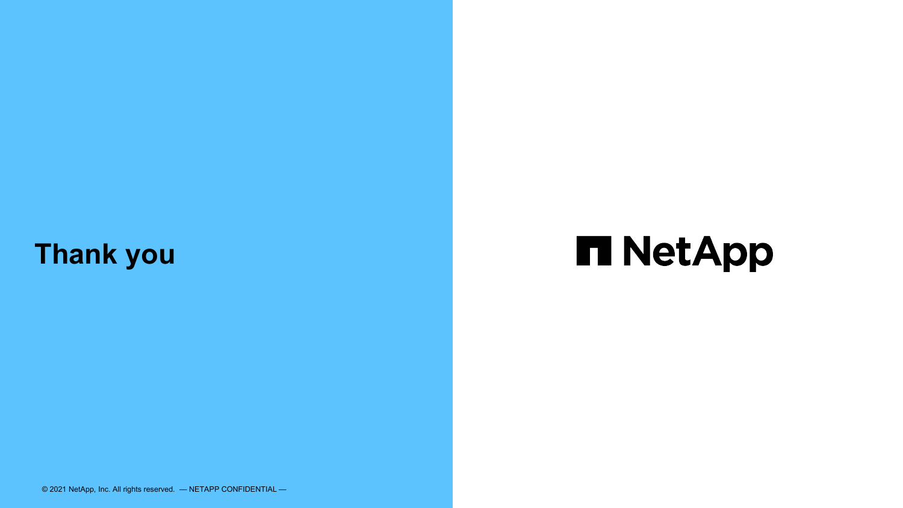# Thank you

NetApp

© 2021 NetApp, Inc. All rights reserved. — NETAPP CONFIDENTIAL —